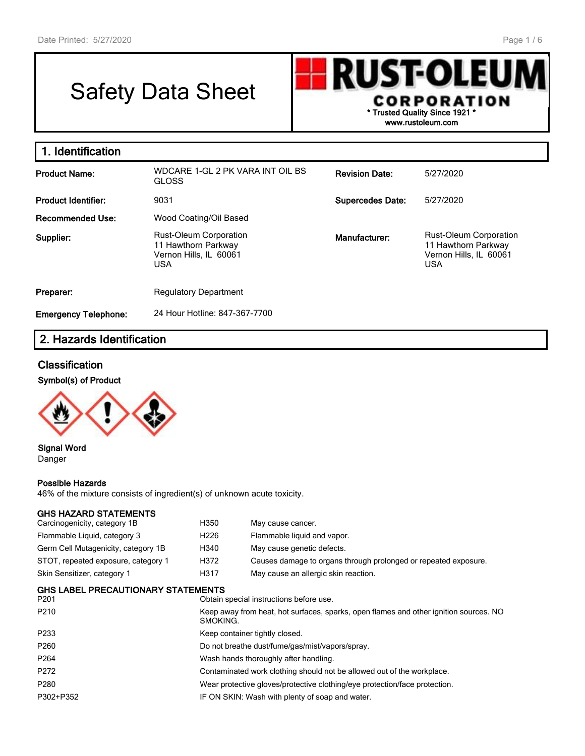# Safety Data Sheet

**RUST-OLEUM CORPORATION**
**\* Trusted Quality Since 1921 \***
**www.rustoleum.com**

## 1. Identification

| | | | |
|---|---|---|---|
| **Product Name:** | WDCARE 1-GL 2 PK VARA INT OIL BS GLOSS | **Revision Date:** | 5/27/2020 |
| **Product Identifier:** | 9031 | **Supercedes Date:** | 5/27/2020 |
| **Recommended Use:** | Wood Coating/Oil Based | | |
| **Supplier:** | Rust-Oleum Corporation<br>11 Hawthorn Parkway<br>Vernon Hills, IL 60061<br>USA | **Manufacturer:** | Rust-Oleum Corporation<br>11 Hawthorn Parkway<br>Vernon Hills, IL 60061<br>USA |
| **Preparer:** | Regulatory Department | | |
| **Emergency Telephone:** | 24 Hour Hotline: 847-367-7700 | | |

## 2. Hazards Identification

### Classification

**Symbol(s) of Product**

**Signal Word**
Danger

**Possible Hazards**
46% of the mixture consists of ingredient(s) of unknown acute toxicity.

**GHS HAZARD STATEMENTS**

| | | |
|---|---|---|
| Carcinogenicity, category 1B | H350 | May cause cancer. |
| Flammable Liquid, category 3 | H226 | Flammable liquid and vapor. |
| Germ Cell Mutagenicity, category 1B | H340 | May cause genetic defects. |
| STOT, repeated exposure, category 1 | H372 | Causes damage to organs through prolonged or repeated exposure. |
| Skin Sensitizer, category 1 | H317 | May cause an allergic skin reaction. |

**GHS LABEL PRECAUTIONARY STATEMENTS**

| | |
|---|---|
| P201 | Obtain special instructions before use. |
| P210 | Keep away from heat, hot surfaces, sparks, open flames and other ignition sources. NO SMOKING. |
| P233 | Keep container tightly closed. |
| P260 | Do not breathe dust/fume/gas/mist/vapors/spray. |
| P264 | Wash hands thoroughly after handling. |
| P272 | Contaminated work clothing should not be allowed out of the workplace. |
| P280 | Wear protective gloves/protective clothing/eye protection/face protection. |
| P302+P352 | IF ON SKIN: Wash with plenty of soap and water. |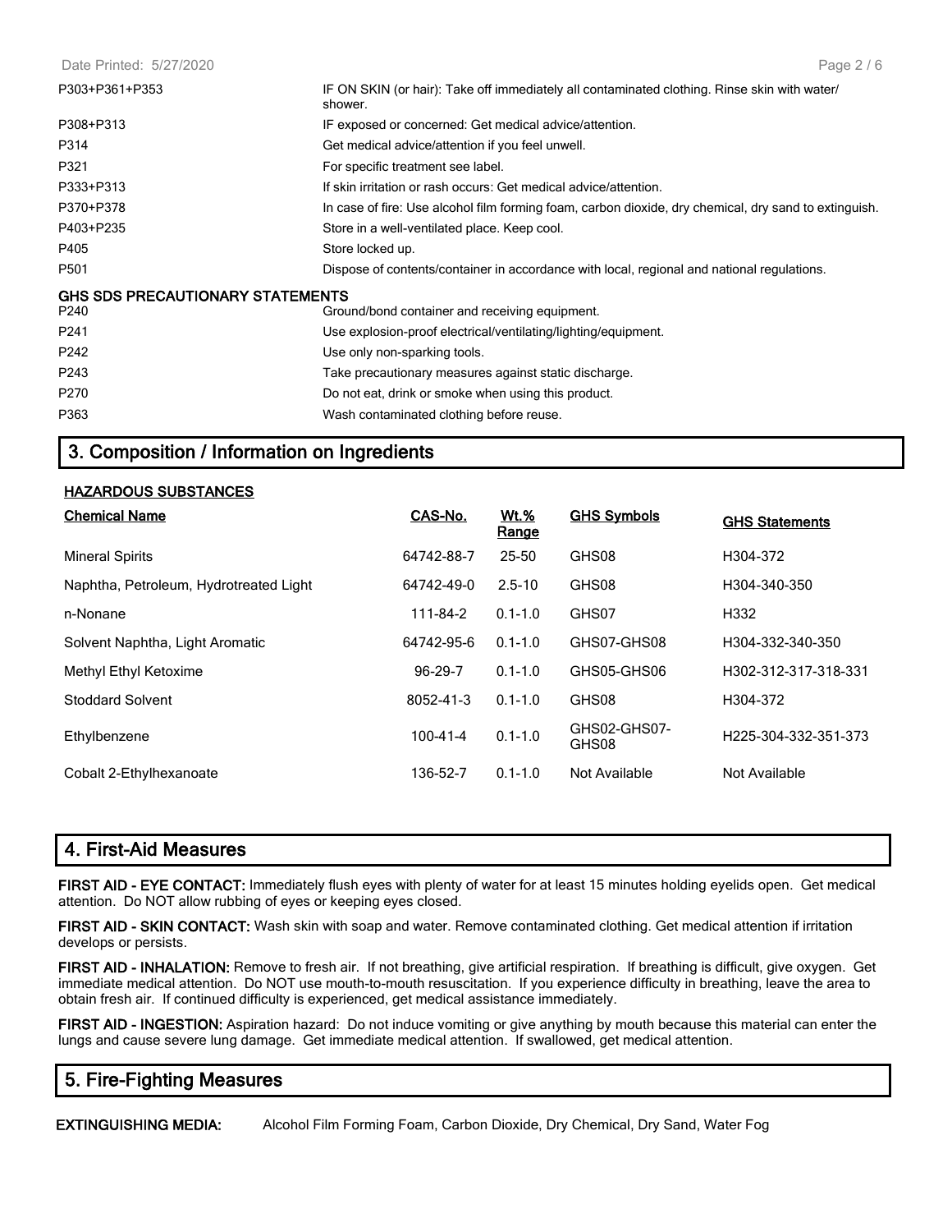| | |
|---|---|
| P303+P361+P353 | IF ON SKIN (or hair): Take off immediately all contaminated clothing. Rinse skin with water/ shower. |
| P308+P313 | IF exposed or concerned: Get medical advice/attention. |
| P314 | Get medical advice/attention if you feel unwell. |
| P321 | For specific treatment see label. |
| P333+P313 | If skin irritation or rash occurs: Get medical advice/attention. |
| P370+P378 | In case of fire: Use alcohol film forming foam, carbon dioxide, dry chemical, dry sand to extinguish. |
| P403+P235 | Store in a well-ventilated place. Keep cool. |
| P405 | Store locked up. |
| P501 | Dispose of contents/container in accordance with local, regional and national regulations. |

**GHS SDS PRECAUTIONARY STATEMENTS**

| | |
|---|---|
| P240 | Ground/bond container and receiving equipment. |
| P241 | Use explosion-proof electrical/ventilating/lighting/equipment. |
| P242 | Use only non-sparking tools. |
| P243 | Take precautionary measures against static discharge. |
| P270 | Do not eat, drink or smoke when using this product. |
| P363 | Wash contaminated clothing before reuse. |

## 3. Composition / Information on Ingredients

**HAZARDOUS SUBSTANCES**

| Chemical Name | CAS-No. | Wt.% Range | GHS Symbols | GHS Statements |
|---|---|---|---|---|
| Mineral Spirits | 64742-88-7 | 25-50 | GHS08 | H304-372 |
| Naphtha, Petroleum, Hydrotreated Light | 64742-49-0 | 2.5-10 | GHS08 | H304-340-350 |
| n-Nonane | 111-84-2 | 0.1-1.0 | GHS07 | H332 |
| Solvent Naphtha, Light Aromatic | 64742-95-6 | 0.1-1.0 | GHS07-GHS08 | H304-332-340-350 |
| Methyl Ethyl Ketoxime | 96-29-7 | 0.1-1.0 | GHS05-GHS06 | H302-312-317-318-331 |
| Stoddard Solvent | 8052-41-3 | 0.1-1.0 | GHS08 | H304-372 |
| Ethylbenzene | 100-41-4 | 0.1-1.0 | GHS02-GHS07-GHS08 | H225-304-332-351-373 |
| Cobalt 2-Ethylhexanoate | 136-52-7 | 0.1-1.0 | Not Available | Not Available |

## 4. First-Aid Measures

**FIRST AID - EYE CONTACT:** Immediately flush eyes with plenty of water for at least 15 minutes holding eyelids open. Get medical attention. Do NOT allow rubbing of eyes or keeping eyes closed.

**FIRST AID - SKIN CONTACT:** Wash skin with soap and water. Remove contaminated clothing. Get medical attention if irritation develops or persists.

**FIRST AID - INHALATION:** Remove to fresh air. If not breathing, give artificial respiration. If breathing is difficult, give oxygen. Get immediate medical attention. Do NOT use mouth-to-mouth resuscitation. If you experience difficulty in breathing, leave the area to obtain fresh air. If continued difficulty is experienced, get medical assistance immediately.

**FIRST AID - INGESTION:** Aspiration hazard: Do not induce vomiting or give anything by mouth because this material can enter the lungs and cause severe lung damage. Get immediate medical attention. If swallowed, get medical attention.

## 5. Fire-Fighting Measures

**EXTINGUISHING MEDIA:** Alcohol Film Forming Foam, Carbon Dioxide, Dry Chemical, Dry Sand, Water Fog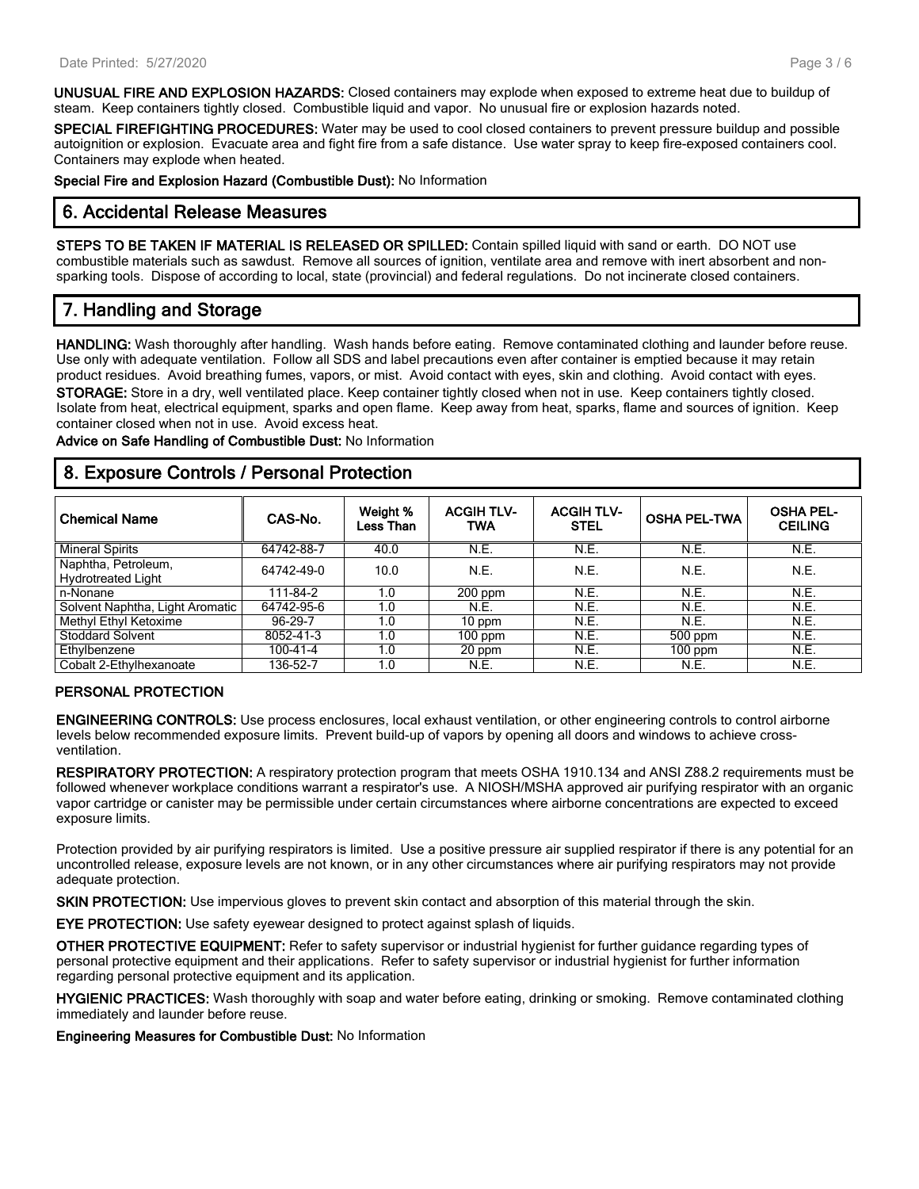**UNUSUAL FIRE AND EXPLOSION HAZARDS:** Closed containers may explode when exposed to extreme heat due to buildup of steam. Keep containers tightly closed. Combustible liquid and vapor. No unusual fire or explosion hazards noted.

**SPECIAL FIREFIGHTING PROCEDURES:** Water may be used to cool closed containers to prevent pressure buildup and possible autoignition or explosion. Evacuate area and fight fire from a safe distance. Use water spray to keep fire-exposed containers cool. Containers may explode when heated.

**Special Fire and Explosion Hazard (Combustible Dust):** No Information

## 6. Accidental Release Measures

**STEPS TO BE TAKEN IF MATERIAL IS RELEASED OR SPILLED:** Contain spilled liquid with sand or earth. DO NOT use combustible materials such as sawdust. Remove all sources of ignition, ventilate area and remove with inert absorbent and non-sparking tools. Dispose of according to local, state (provincial) and federal regulations. Do not incinerate closed containers.

## 7. Handling and Storage

**HANDLING:** Wash thoroughly after handling. Wash hands before eating. Remove contaminated clothing and launder before reuse. Use only with adequate ventilation. Follow all SDS and label precautions even after container is emptied because it may retain product residues. Avoid breathing fumes, vapors, or mist. Avoid contact with eyes, skin and clothing. Avoid contact with eyes.

**STORAGE:** Store in a dry, well ventilated place. Keep container tightly closed when not in use. Keep containers tightly closed. Isolate from heat, electrical equipment, sparks and open flame. Keep away from heat, sparks, flame and sources of ignition. Keep container closed when not in use. Avoid excess heat.

**Advice on Safe Handling of Combustible Dust:** No Information

## 8. Exposure Controls / Personal Protection

| Chemical Name | CAS-No. | Weight % Less Than | ACGIH TLV-TWA | ACGIH TLV-STEL | OSHA PEL-TWA | OSHA PEL-CEILING |
|---|---|---|---|---|---|---|
| Mineral Spirits | 64742-88-7 | 40.0 | N.E. | N.E. | N.E. | N.E. |
| Naphtha, Petroleum, Hydrotreated Light | 64742-49-0 | 10.0 | N.E. | N.E. | N.E. | N.E. |
| n-Nonane | 111-84-2 | 1.0 | 200 ppm | N.E. | N.E. | N.E. |
| Solvent Naphtha, Light Aromatic | 64742-95-6 | 1.0 | N.E. | N.E. | N.E. | N.E. |
| Methyl Ethyl Ketoxime | 96-29-7 | 1.0 | 10 ppm | N.E. | N.E. | N.E. |
| Stoddard Solvent | 8052-41-3 | 1.0 | 100 ppm | N.E. | 500 ppm | N.E. |
| Ethylbenzene | 100-41-4 | 1.0 | 20 ppm | N.E. | 100 ppm | N.E. |
| Cobalt 2-Ethylhexanoate | 136-52-7 | 1.0 | N.E. | N.E. | N.E. | N.E. |

### PERSONAL PROTECTION

**ENGINEERING CONTROLS:** Use process enclosures, local exhaust ventilation, or other engineering controls to control airborne levels below recommended exposure limits. Prevent build-up of vapors by opening all doors and windows to achieve cross-ventilation.

**RESPIRATORY PROTECTION:** A respiratory protection program that meets OSHA 1910.134 and ANSI Z88.2 requirements must be followed whenever workplace conditions warrant a respirator's use. A NIOSH/MSHA approved air purifying respirator with an organic vapor cartridge or canister may be permissible under certain circumstances where airborne concentrations are expected to exceed exposure limits.

Protection provided by air purifying respirators is limited. Use a positive pressure air supplied respirator if there is any potential for an uncontrolled release, exposure levels are not known, or in any other circumstances where air purifying respirators may not provide adequate protection.

**SKIN PROTECTION:** Use impervious gloves to prevent skin contact and absorption of this material through the skin.

**EYE PROTECTION:** Use safety eyewear designed to protect against splash of liquids.

**OTHER PROTECTIVE EQUIPMENT:** Refer to safety supervisor or industrial hygienist for further guidance regarding types of personal protective equipment and their applications. Refer to safety supervisor or industrial hygienist for further information regarding personal protective equipment and its application.

**HYGIENIC PRACTICES:** Wash thoroughly with soap and water before eating, drinking or smoking. Remove contaminated clothing immediately and launder before reuse.

**Engineering Measures for Combustible Dust:** No Information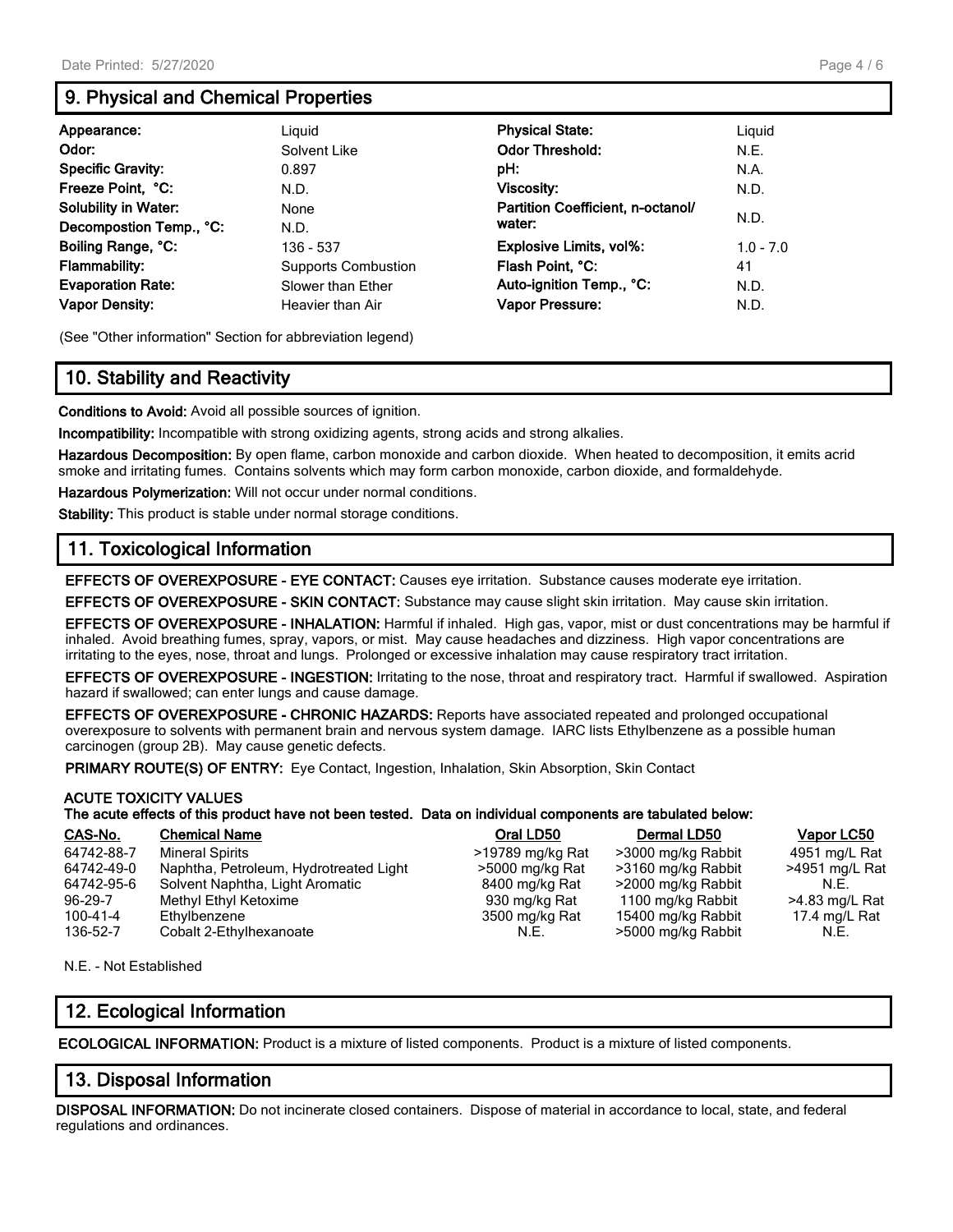## 9. Physical and Chemical Properties

| | | | |
|---|---|---|---|
| **Appearance:** | Liquid | **Physical State:** | Liquid |
| **Odor:** | Solvent Like | **Odor Threshold:** | N.E. |
| **Specific Gravity:** | 0.897 | **pH:** | N.A. |
| **Freeze Point, °C:** | N.D. | **Viscosity:** | N.D. |
| **Solubility in Water:** | None | **Partition Coefficient, n-octanol/ water:** | N.D. |
| **Decompostion Temp., °C:** | N.D. | | |
| **Boiling Range, °C:** | 136 - 537 | **Explosive Limits, vol%:** | 1.0 - 7.0 |
| **Flammability:** | Supports Combustion | **Flash Point, °C:** | 41 |
| **Evaporation Rate:** | Slower than Ether | **Auto-ignition Temp., °C:** | N.D. |
| **Vapor Density:** | Heavier than Air | **Vapor Pressure:** | N.D. |

(See "Other information" Section for abbreviation legend)

## 10. Stability and Reactivity

**Conditions to Avoid:** Avoid all possible sources of ignition.

**Incompatibility:** Incompatible with strong oxidizing agents, strong acids and strong alkalies.

**Hazardous Decomposition:** By open flame, carbon monoxide and carbon dioxide. When heated to decomposition, it emits acrid smoke and irritating fumes. Contains solvents which may form carbon monoxide, carbon dioxide, and formaldehyde.

**Hazardous Polymerization:** Will not occur under normal conditions.

**Stability:** This product is stable under normal storage conditions.

## 11. Toxicological Information

**EFFECTS OF OVEREXPOSURE - EYE CONTACT:** Causes eye irritation. Substance causes moderate eye irritation.

**EFFECTS OF OVEREXPOSURE - SKIN CONTACT:** Substance may cause slight skin irritation. May cause skin irritation.

**EFFECTS OF OVEREXPOSURE - INHALATION:** Harmful if inhaled. High gas, vapor, mist or dust concentrations may be harmful if inhaled. Avoid breathing fumes, spray, vapors, or mist. May cause headaches and dizziness. High vapor concentrations are irritating to the eyes, nose, throat and lungs. Prolonged or excessive inhalation may cause respiratory tract irritation.

**EFFECTS OF OVEREXPOSURE - INGESTION:** Irritating to the nose, throat and respiratory tract. Harmful if swallowed. Aspiration hazard if swallowed; can enter lungs and cause damage.

**EFFECTS OF OVEREXPOSURE - CHRONIC HAZARDS:** Reports have associated repeated and prolonged occupational overexposure to solvents with permanent brain and nervous system damage. IARC lists Ethylbenzene as a possible human carcinogen (group 2B). May cause genetic defects.

**PRIMARY ROUTE(S) OF ENTRY:** Eye Contact, Ingestion, Inhalation, Skin Absorption, Skin Contact

**ACUTE TOXICITY VALUES**
**The acute effects of this product have not been tested. Data on individual components are tabulated below:**

| CAS-No. | Chemical Name | Oral LD50 | Dermal LD50 | Vapor LC50 |
|---|---|---|---|---|
| 64742-88-7 | Mineral Spirits | >19789 mg/kg Rat | >3000 mg/kg Rabbit | 4951 mg/L Rat |
| 64742-49-0 | Naphtha, Petroleum, Hydrotreated Light | >5000 mg/kg Rat | >3160 mg/kg Rabbit | >4951 mg/L Rat |
| 64742-95-6 | Solvent Naphtha, Light Aromatic | 8400 mg/kg Rat | >2000 mg/kg Rabbit | N.E. |
| 96-29-7 | Methyl Ethyl Ketoxime | 930 mg/kg Rat | 1100 mg/kg Rabbit | >4.83 mg/L Rat |
| 100-41-4 | Ethylbenzene | 3500 mg/kg Rat | 15400 mg/kg Rabbit | 17.4 mg/L Rat |
| 136-52-7 | Cobalt 2-Ethylhexanoate | N.E. | >5000 mg/kg Rabbit | N.E. |

N.E. - Not Established

## 12. Ecological Information

**ECOLOGICAL INFORMATION:** Product is a mixture of listed components. Product is a mixture of listed components.

## 13. Disposal Information

**DISPOSAL INFORMATION:** Do not incinerate closed containers. Dispose of material in accordance to local, state, and federal regulations and ordinances.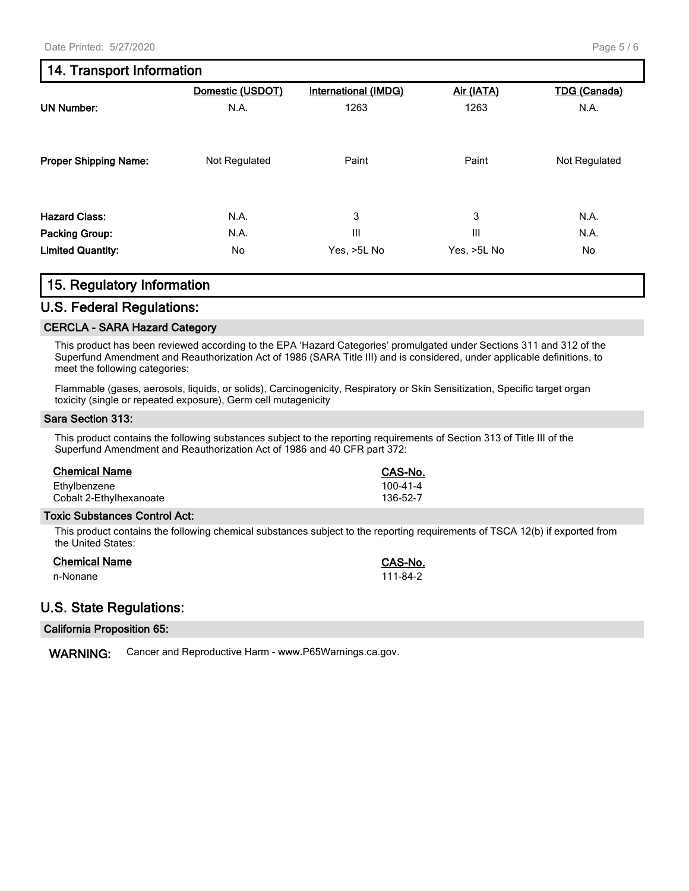## 14. Transport Information

| | Domestic (USDOT) | International (IMDG) | Air (IATA) | TDG (Canada) |
|---|---|---|---|---|
| **UN Number:** | N.A. | 1263 | 1263 | N.A. |
| **Proper Shipping Name:** | Not Regulated | Paint | Paint | Not Regulated |
| **Hazard Class:** | N.A. | 3 | 3 | N.A. |
| **Packing Group:** | N.A. | III | III | N.A. |
| **Limited Quantity:** | No | Yes, >5L No | Yes, >5L No | No |

## 15. Regulatory Information

## U.S. Federal Regulations:

### CERCLA - SARA Hazard Category

This product has been reviewed according to the EPA 'Hazard Categories' promulgated under Sections 311 and 312 of the Superfund Amendment and Reauthorization Act of 1986 (SARA Title III) and is considered, under applicable definitions, to meet the following categories:

Flammable (gases, aerosols, liquids, or solids), Carcinogenicity, Respiratory or Skin Sensitization, Specific target organ toxicity (single or repeated exposure), Germ cell mutagenicity

### Sara Section 313:

This product contains the following substances subject to the reporting requirements of Section 313 of Title III of the Superfund Amendment and Reauthorization Act of 1986 and 40 CFR part 372:

| Chemical Name | CAS-No. |
|---|---|
| Ethylbenzene | 100-41-4 |
| Cobalt 2-Ethylhexanoate | 136-52-7 |

### Toxic Substances Control Act:

This product contains the following chemical substances subject to the reporting requirements of TSCA 12(b) if exported from the United States:

| Chemical Name | CAS-No. |
|---|---|
| n-Nonane | 111-84-2 |

## U.S. State Regulations:

### California Proposition 65:

**WARNING:** Cancer and Reproductive Harm - www.P65Warnings.ca.gov.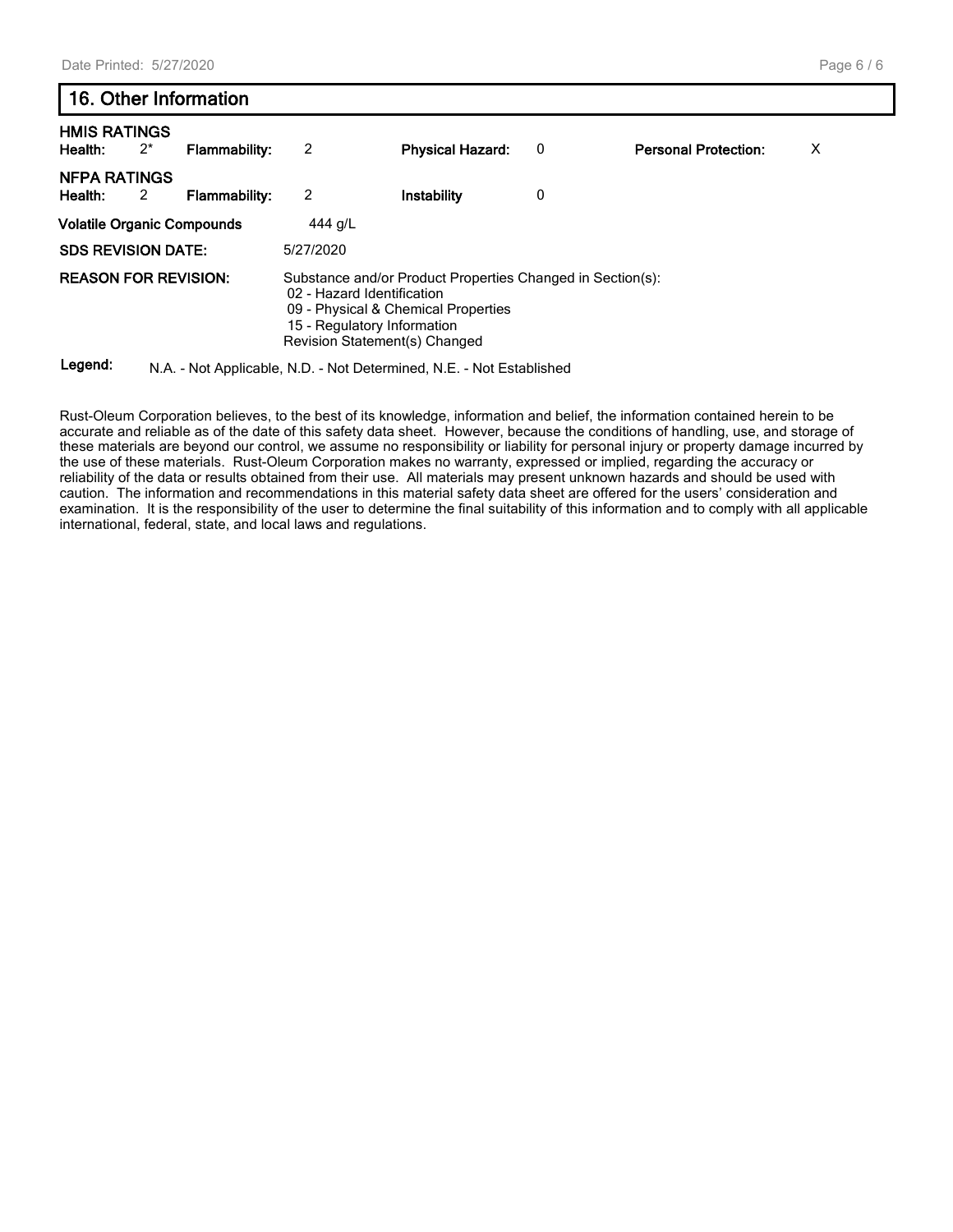## 16. Other Information

**HMIS RATINGS**

| | | | | | | | |
|---|---|---|---|---|---|---|---|
| **Health:** | 2* | **Flammability:** | 2 | **Physical Hazard:** | 0 | **Personal Protection:** | X |

**NFPA RATINGS**

| | | | | | |
|---|---|---|---|---|---|
| **Health:** | 2 | **Flammability:** | 2 | **Instability** | 0 |

**Volatile Organic Compounds** 444 g/L

**SDS REVISION DATE:** 5/27/2020

**REASON FOR REVISION:** Substance and/or Product Properties Changed in Section(s):
02 - Hazard Identification
09 - Physical & Chemical Properties
15 - Regulatory Information
Revision Statement(s) Changed

**Legend:** N.A. - Not Applicable, N.D. - Not Determined, N.E. - Not Established

Rust-Oleum Corporation believes, to the best of its knowledge, information and belief, the information contained herein to be accurate and reliable as of the date of this safety data sheet. However, because the conditions of handling, use, and storage of these materials are beyond our control, we assume no responsibility or liability for personal injury or property damage incurred by the use of these materials. Rust-Oleum Corporation makes no warranty, expressed or implied, regarding the accuracy or reliability of the data or results obtained from their use. All materials may present unknown hazards and should be used with caution. The information and recommendations in this material safety data sheet are offered for the users' consideration and examination. It is the responsibility of the user to determine the final suitability of this information and to comply with all applicable international, federal, state, and local laws and regulations.